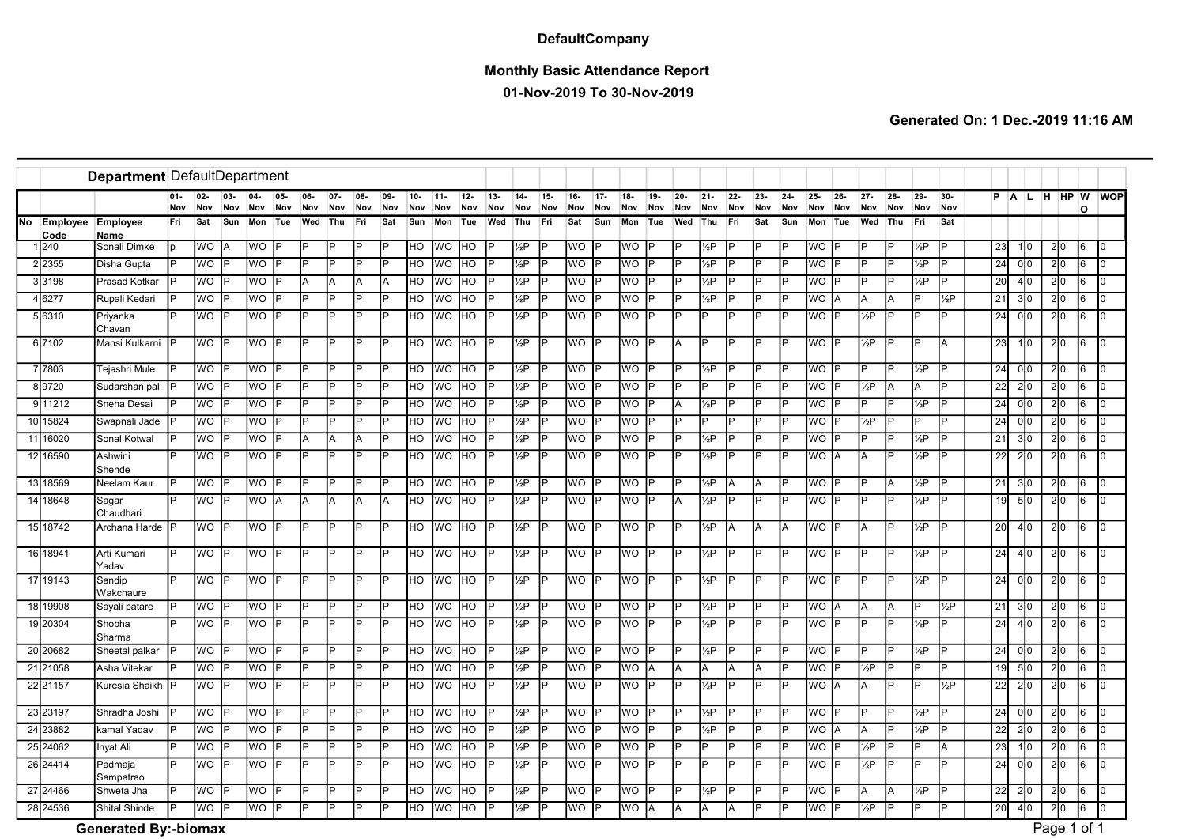**DefaultCompany**

**Monthly Basic Attendance Report**

**01-Nov-2019 To 30-Nov-2019**

**Generated On: 1 Dec.-2019 11:16 AM**

| | | **Department** | DefaultDepartment | | | | | | | | | | | | | | | | | | | | | | | | | | | | | | | | | | | | |
|---|---|---|---|---|---|---|---|---|---|---|---|---|---|---|---|---|---|---|---|---|---|---|---|---|---|---|---|---|---|---|---|---|---|---|---|---|---|---|---|
| | | | 01-Nov | 02-Nov | 03-Nov | 04-Nov | 05-Nov | 06-Nov | 07-Nov | 08-Nov | 09-Nov | 10-Nov | 11-Nov | 12-Nov | 13-Nov | 14-Nov | 15-Nov | 16-Nov | 17-Nov | 18-Nov | 19-Nov | 20-Nov | 21-Nov | 22-Nov | 23-Nov | 24-Nov | 25-Nov | 26-Nov | 27-Nov | 28-Nov | 29-Nov | 30-Nov | P | A | L | H | HP | WO | WOP |
| No | Employee Code | Employee Name | Fri | Sat | Sun | Mon | Tue | Wed | Thu | Fri | Sat | Sun | Mon | Tue | Wed | Thu | Fri | Sat | Sun | Mon | Tue | Wed | Thu | Fri | Sat | Sun | Mon | Tue | Wed | Thu | Fri | Sat | | | | | | | |
| 1 | 240 | Sonali Dimke | p | WO | A | WO | P | P | P | P | P | HO | WO | HO | P | ½P | P | WO | P | WO | P | P | ½P | P | P | P | WO | P | P | P | ½P | P | 23 | 1 | 0 | 2 | 0 | 6 | 0 |
| 2 | 2355 | Disha Gupta | P | WO | P | WO | P | P | P | P | P | HO | WO | HO | P | ½P | P | WO | P | WO | P | P | ½P | P | P | P | WO | P | P | P | ½P | P | 24 | 0 | 0 | 2 | 0 | 6 | 0 |
| 3 | 3198 | Prasad Kotkar | P | WO | P | WO | P | A | A | A | A | HO | WO | HO | P | ½P | P | WO | P | WO | P | P | ½P | P | P | P | WO | P | P | P | ½P | P | 20 | 4 | 0 | 2 | 0 | 6 | 0 |
| 4 | 6277 | Rupali Kedari | P | WO | P | WO | P | P | P | P | P | HO | WO | HO | P | ½P | P | WO | P | WO | P | P | ½P | P | P | P | WO | A | A | A | P | ½P | 21 | 3 | 0 | 2 | 0 | 6 | 0 |
| 5 | 6310 | Priyanka Chavan | P | WO | P | WO | P | P | P | P | P | HO | WO | HO | P | ½P | P | WO | P | WO | P | P | P | P | P | P | WO | P | ½P | P | P | P | 24 | 0 | 0 | 2 | 0 | 6 | 0 |
| 6 | 7102 | Mansi Kulkarni | P | WO | P | WO | P | P | P | P | P | HO | WO | HO | P | ½P | P | WO | P | WO | P | A | P | P | P | P | WO | P | ½P | P | P | A | 23 | 1 | 0 | 2 | 0 | 6 | 0 |
| 7 | 7803 | Tejashri Mule | P | WO | P | WO | P | P | P | P | P | HO | WO | HO | P | ½P | P | WO | P | WO | P | P | ½P | P | P | P | WO | P | P | P | ½P | P | 24 | 0 | 0 | 2 | 0 | 6 | 0 |
| 8 | 9720 | Sudarshan pal | P | WO | P | WO | P | P | P | P | P | HO | WO | HO | P | ½P | P | WO | P | WO | P | P | P | P | P | P | WO | P | ½P | A | A | P | 22 | 2 | 0 | 2 | 0 | 6 | 0 |
| 9 | 11212 | Sneha Desai | P | WO | P | WO | P | P | P | P | P | HO | WO | HO | P | ½P | P | WO | P | WO | P | A | ½P | P | P | P | WO | P | P | P | ½P | P | 24 | 0 | 0 | 2 | 0 | 6 | 0 |
| 10 | 15824 | Swapnali Jade | P | WO | P | WO | P | P | P | P | P | HO | WO | HO | P | ½P | P | WO | P | WO | P | P | P | P | P | P | WO | P | ½P | P | P | P | 24 | 0 | 0 | 2 | 0 | 6 | 0 |
| 11 | 16020 | Sonal Kotwal | P | WO | P | WO | P | A | A | A | P | HO | WO | HO | P | ½P | P | WO | P | WO | P | P | ½P | P | P | P | WO | P | P | P | ½P | P | 21 | 3 | 0 | 2 | 0 | 6 | 0 |
| 12 | 16590 | Ashwini Shende | P | WO | P | WO | P | P | P | P | P | HO | WO | HO | P | ½P | P | WO | P | WO | P | P | ½P | P | P | P | WO | A | A | P | ½P | P | 22 | 2 | 0 | 2 | 0 | 6 | 0 |
| 13 | 18569 | Neelam Kaur | P | WO | P | WO | P | P | P | P | P | HO | WO | HO | P | ½P | P | WO | P | WO | P | P | ½P | A | A | P | WO | P | P | A | ½P | P | 21 | 3 | 0 | 2 | 0 | 6 | 0 |
| 14 | 18648 | Sagar Chaudhari | P | WO | P | WO | A | A | A | A | A | HO | WO | HO | P | ½P | P | WO | P | WO | P | A | ½P | P | P | P | WO | P | P | P | ½P | P | 19 | 5 | 0 | 2 | 0 | 6 | 0 |
| 15 | 18742 | Archana Harde | P | WO | P | WO | P | P | P | P | P | HO | WO | HO | P | ½P | P | WO | P | WO | P | P | ½P | A | A | A | WO | P | A | P | ½P | P | 20 | 4 | 0 | 2 | 0 | 6 | 0 |
| 16 | 18941 | Arti Kumari Yadav | P | WO | P | WO | P | P | P | P | P | HO | WO | HO | P | ½P | P | WO | P | WO | P | P | ½P | P | P | P | WO | P | P | P | ½P | P | 24 | 4 | 0 | 2 | 0 | 6 | 0 |
| 17 | 19143 | Sandip Wakchaure | P | WO | P | WO | P | P | P | P | P | HO | WO | HO | P | ½P | P | WO | P | WO | P | P | ½P | P | P | P | WO | P | P | P | ½P | P | 24 | 0 | 0 | 2 | 0 | 6 | 0 |
| 18 | 19908 | Sayali patare | P | WO | P | WO | P | P | P | P | P | HO | WO | HO | P | ½P | P | WO | P | WO | P | P | ½P | P | P | P | WO | A | A | A | P | ½P | 21 | 3 | 0 | 2 | 0 | 6 | 0 |
| 19 | 20304 | Shobha Sharma | P | WO | P | WO | P | P | P | P | P | HO | WO | HO | P | ½P | P | WO | P | WO | P | P | ½P | P | P | P | WO | P | P | P | ½P | P | 24 | 4 | 0 | 2 | 0 | 6 | 0 |
| 20 | 20682 | Sheetal palkar | P | WO | P | WO | P | P | P | P | P | HO | WO | HO | P | ½P | P | WO | P | WO | P | P | ½P | P | P | P | WO | P | P | P | ½P | P | 24 | 0 | 0 | 2 | 0 | 6 | 0 |
| 21 | 21058 | Asha Vitekar | P | WO | P | WO | P | P | P | P | P | HO | WO | HO | P | ½P | P | WO | P | WO | A | A | A | A | A | P | WO | P | ½P | P | P | P | 19 | 5 | 0 | 2 | 0 | 6 | 0 |
| 22 | 21157 | Kuresia Shaikh | P | WO | P | WO | P | P | P | P | P | HO | WO | HO | P | ½P | P | WO | P | WO | P | P | ½P | P | P | P | WO | A | A | P | P | ½P | 22 | 2 | 0 | 2 | 0 | 6 | 0 |
| 23 | 23197 | Shradha Joshi | P | WO | P | WO | P | P | P | P | P | HO | WO | HO | P | ½P | P | WO | P | WO | P | P | ½P | P | P | P | WO | P | P | P | ½P | P | 24 | 0 | 0 | 2 | 0 | 6 | 0 |
| 24 | 23882 | kamal Yadav | P | WO | P | WO | P | P | P | P | P | HO | WO | HO | P | ½P | P | WO | P | WO | P | P | ½P | P | P | P | WO | A | A | P | ½P | P | 22 | 2 | 0 | 2 | 0 | 6 | 0 |
| 25 | 24062 | Inyat Ali | P | WO | P | WO | P | P | P | P | P | HO | WO | HO | P | ½P | P | WO | P | WO | P | P | P | P | P | P | WO | P | ½P | P | P | A | 23 | 1 | 0 | 2 | 0 | 6 | 0 |
| 26 | 24414 | Padmaja Sampatrao | P | WO | P | WO | P | P | P | P | P | HO | WO | HO | P | ½P | P | WO | P | WO | P | P | P | P | P | P | WO | P | ½P | P | P | P | 24 | 0 | 0 | 2 | 0 | 6 | 0 |
| 27 | 24466 | Shweta Jha | P | WO | P | WO | P | P | P | P | P | HO | WO | HO | P | ½P | P | WO | P | WO | P | P | ½P | P | P | P | WO | P | A | A | ½P | P | 22 | 2 | 0 | 2 | 0 | 6 | 0 |
| 28 | 24536 | Shital Shinde | P | WO | P | WO | P | P | P | P | P | HO | WO | HO | P | ½P | P | WO | P | WO | A | A | A | A | P | P | WO | P | ½P | P | P | P | 20 | 4 | 0 | 2 | 0 | 6 | 0 |

**Generated By:-biomax**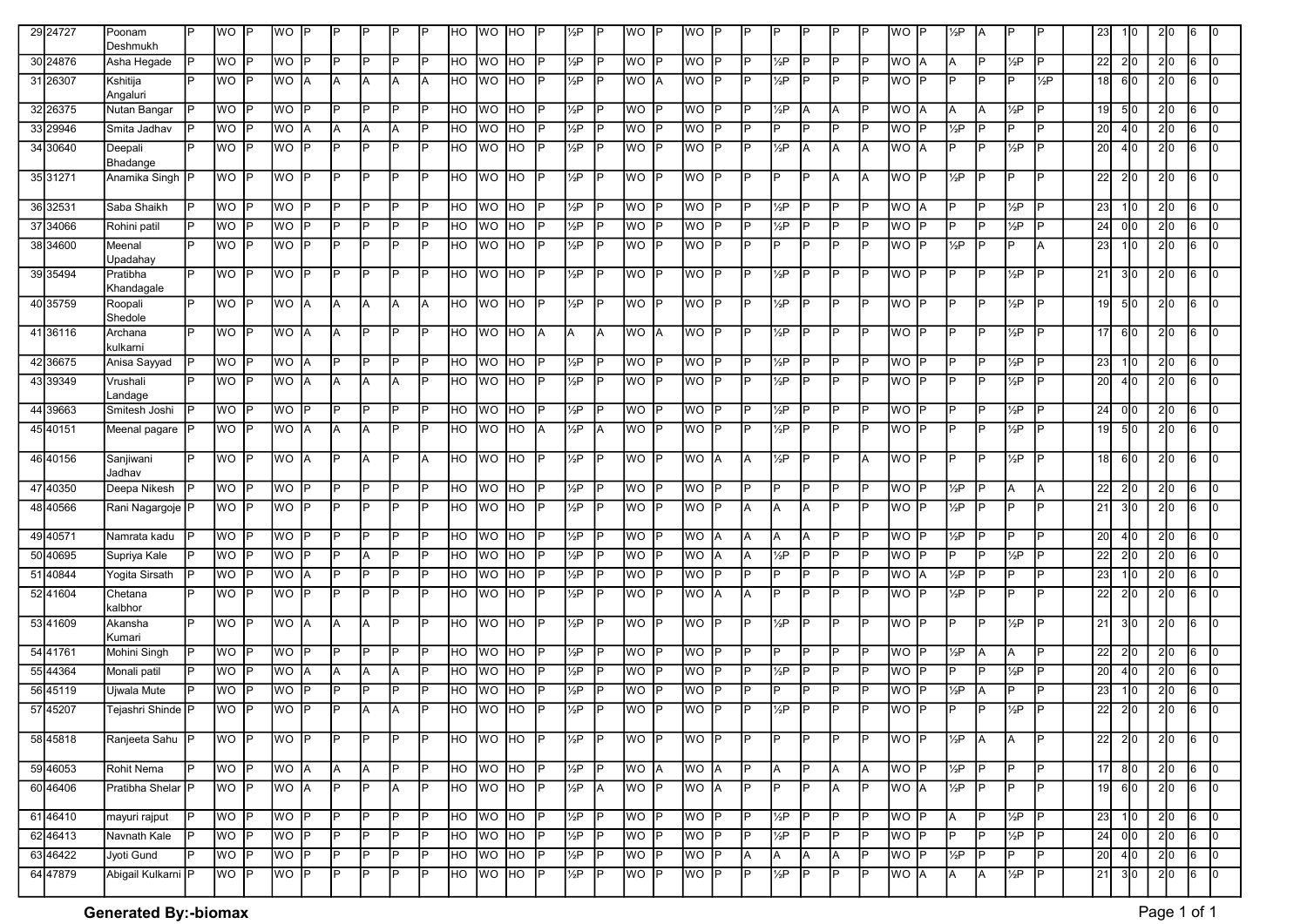| | | | | | | | | | | | | | | | | | | | | | | | | | | | | | | | | | | | | | | | | |
|---|---|---|---|---|---|---|---|---|---|---|---|---|---|---|---|---|---|---|---|---|---|---|---|---|---|---|---|---|---|---|---|---|---|---|---|---|---|---|---|---|
| 29 | 24727 | Poonam Deshmukh | P | WO | P | WO | P | P | P | P | P | HO | WO | HO | P | ½P | P | WO | P | WO | P | P | P | P | P | P | WO | P | ½P | A | P | P | | 23 | 1 | 0 | 2 | 0 | 6 | 0 |
| 30 | 24876 | Asha Hegade | P | WO | P | WO | P | P | P | P | P | HO | WO | HO | P | ½P | P | WO | P | WO | P | P | ½P | P | P | P | WO | A | A | P | ½P | P | | 22 | 2 | 0 | 2 | 0 | 6 | 0 |
| 31 | 26307 | Kshitija Angaluri | P | WO | P | WO | A | A | A | A | A | HO | WO | HO | P | ½P | P | WO | A | WO | P | P | ½P | P | P | P | WO | P | P | P | P | ½P | | 18 | 6 | 0 | 2 | 0 | 6 | 0 |
| 32 | 26375 | Nutan Bangar | P | WO | P | WO | P | P | P | P | P | HO | WO | HO | P | ½P | P | WO | P | WO | P | P | ½P | A | A | P | WO | A | A | A | ½P | P | | 19 | 5 | 0 | 2 | 0 | 6 | 0 |
| 33 | 29946 | Smita Jadhav | P | WO | P | WO | A | A | A | A | P | HO | WO | HO | P | ½P | P | WO | P | WO | P | P | P | P | P | P | WO | P | ½P | P | P | P | | 20 | 4 | 0 | 2 | 0 | 6 | 0 |
| 34 | 30640 | Deepali Bhadange | P | WO | P | WO | P | P | P | P | P | HO | WO | HO | P | ½P | P | WO | P | WO | P | P | ½P | A | A | A | WO | A | P | P | ½P | P | | 20 | 4 | 0 | 2 | 0 | 6 | 0 |
| 35 | 31271 | Anamika Singh | P | WO | P | WO | P | P | P | P | P | HO | WO | HO | P | ½P | P | WO | P | WO | P | P | P | P | A | A | WO | P | ½P | P | P | P | | 22 | 2 | 0 | 2 | 0 | 6 | 0 |
| 36 | 32531 | Saba Shaikh | P | WO | P | WO | P | P | P | P | P | HO | WO | HO | P | ½P | P | WO | P | WO | P | P | ½P | P | P | P | WO | A | P | P | ½P | P | | 23 | 1 | 0 | 2 | 0 | 6 | 0 |
| 37 | 34066 | Rohini patil | P | WO | P | WO | P | P | P | P | P | HO | WO | HO | P | ½P | P | WO | P | WO | P | P | ½P | P | P | P | WO | P | P | P | ½P | P | | 24 | 0 | 0 | 2 | 0 | 6 | 0 |
| 38 | 34600 | Meenal Upadahay | P | WO | P | WO | P | P | P | P | P | HO | WO | HO | P | ½P | P | WO | P | WO | P | P | P | P | P | P | WO | P | ½P | P | P | A | | 23 | 1 | 0 | 2 | 0 | 6 | 0 |
| 39 | 35494 | Pratibha Khandagale | P | WO | P | WO | P | P | P | P | P | HO | WO | HO | P | ½P | P | WO | P | WO | P | P | ½P | P | P | P | WO | P | P | P | ½P | P | | 21 | 3 | 0 | 2 | 0 | 6 | 0 |
| 40 | 35759 | Roopali Shedole | P | WO | P | WO | A | A | A | A | A | HO | WO | HO | P | ½P | P | WO | P | WO | P | P | ½P | P | P | P | WO | P | P | P | ½P | P | | 19 | 5 | 0 | 2 | 0 | 6 | 0 |
| 41 | 36116 | Archana kulkarni | P | WO | P | WO | A | A | P | P | P | HO | WO | HO | A | A | A | WO | A | WO | P | P | ½P | P | P | P | WO | P | P | P | ½P | P | | 17 | 6 | 0 | 2 | 0 | 6 | 0 |
| 42 | 36675 | Anisa Sayyad | P | WO | P | WO | A | P | P | P | P | HO | WO | HO | P | ½P | P | WO | P | WO | P | P | ½P | P | P | P | WO | P | P | P | ½P | P | | 23 | 1 | 0 | 2 | 0 | 6 | 0 |
| 43 | 39349 | Vrushali Landage | P | WO | P | WO | A | A | A | A | P | HO | WO | HO | P | ½P | P | WO | P | WO | P | P | ½P | P | P | P | WO | P | P | P | ½P | P | | 20 | 4 | 0 | 2 | 0 | 6 | 0 |
| 44 | 39663 | Smitesh Joshi | P | WO | P | WO | P | P | P | P | P | HO | WO | HO | P | ½P | P | WO | P | WO | P | P | ½P | P | P | P | WO | P | P | P | ½P | P | | 24 | 0 | 0 | 2 | 0 | 6 | 0 |
| 45 | 40151 | Meenal pagare | P | WO | P | WO | A | A | A | P | P | HO | WO | HO | A | ½P | A | WO | P | WO | P | P | ½P | P | P | P | WO | P | P | P | ½P | P | | 19 | 5 | 0 | 2 | 0 | 6 | 0 |
| 46 | 40156 | Sanjiwani Jadhav | P | WO | P | WO | A | P | A | P | A | HO | WO | HO | P | ½P | P | WO | P | WO | A | A | ½P | P | P | A | WO | P | P | P | ½P | P | | 18 | 6 | 0 | 2 | 0 | 6 | 0 |
| 47 | 40350 | Deepa Nikesh | P | WO | P | WO | P | P | P | P | P | HO | WO | HO | P | ½P | P | WO | P | WO | P | P | P | P | P | P | WO | P | ½P | P | A | A | | 22 | 2 | 0 | 2 | 0 | 6 | 0 |
| 48 | 40566 | Rani Nagargoje | P | WO | P | WO | P | P | P | P | P | HO | WO | HO | P | ½P | P | WO | P | WO | P | A | A | A | P | P | WO | P | ½P | P | P | P | | 21 | 3 | 0 | 2 | 0 | 6 | 0 |
| 49 | 40571 | Namrata kadu | P | WO | P | WO | P | P | P | P | P | HO | WO | HO | P | ½P | P | WO | P | WO | A | A | A | A | P | P | WO | P | ½P | P | P | P | | 20 | 4 | 0 | 2 | 0 | 6 | 0 |
| 50 | 40695 | Supriya Kale | P | WO | P | WO | P | P | A | P | P | HO | WO | HO | P | ½P | P | WO | P | WO | A | A | ½P | P | P | P | WO | P | P | P | ½P | P | | 22 | 2 | 0 | 2 | 0 | 6 | 0 |
| 51 | 40844 | Yogita Sirsath | P | WO | P | WO | A | P | P | P | P | HO | WO | HO | P | ½P | P | WO | P | WO | P | P | P | P | P | P | WO | A | ½P | P | P | P | | 23 | 1 | 0 | 2 | 0 | 6 | 0 |
| 52 | 41604 | Chetana kalbhor | P | WO | P | WO | P | P | P | P | P | HO | WO | HO | P | ½P | P | WO | P | WO | A | A | P | P | P | P | WO | P | ½P | P | P | P | | 22 | 2 | 0 | 2 | 0 | 6 | 0 |
| 53 | 41609 | Akansha Kumari | P | WO | P | WO | A | A | A | P | P | HO | WO | HO | P | ½P | P | WO | P | WO | P | P | ½P | P | P | P | WO | P | P | P | ½P | P | | 21 | 3 | 0 | 2 | 0 | 6 | 0 |
| 54 | 41761 | Mohini Singh | P | WO | P | WO | P | P | P | P | P | HO | WO | HO | P | ½P | P | WO | P | WO | P | P | P | P | P | P | WO | P | ½P | A | A | P | | 22 | 2 | 0 | 2 | 0 | 6 | 0 |
| 55 | 44364 | Monali patil | P | WO | P | WO | A | A | A | A | P | HO | WO | HO | P | ½P | P | WO | P | WO | P | P | ½P | P | P | P | WO | P | P | P | ½P | P | | 20 | 4 | 0 | 2 | 0 | 6 | 0 |
| 56 | 45119 | Ujwala Mute | P | WO | P | WO | P | P | P | P | P | HO | WO | HO | P | ½P | P | WO | P | WO | P | P | P | P | P | P | WO | P | ½P | A | P | P | | 23 | 1 | 0 | 2 | 0 | 6 | 0 |
| 57 | 45207 | Tejashri Shinde | P | WO | P | WO | P | P | A | A | P | HO | WO | HO | P | ½P | P | WO | P | WO | P | P | ½P | P | P | P | WO | P | P | P | ½P | P | | 22 | 2 | 0 | 2 | 0 | 6 | 0 |
| 58 | 45818 | Ranjeeta Sahu | P | WO | P | WO | P | P | P | P | P | HO | WO | HO | P | ½P | P | WO | P | WO | P | P | P | P | P | P | WO | P | ½P | A | A | P | | 22 | 2 | 0 | 2 | 0 | 6 | 0 |
| 59 | 46053 | Rohit Nema | P | WO | P | WO | A | A | A | P | P | HO | WO | HO | P | ½P | P | WO | A | WO | A | P | A | P | A | A | WO | P | ½P | P | P | P | | 17 | 8 | 0 | 2 | 0 | 6 | 0 |
| 60 | 46406 | Pratibha Shelar | P | WO | P | WO | A | P | P | A | P | HO | WO | HO | P | ½P | A | WO | P | WO | A | P | P | P | A | P | WO | A | ½P | P | P | P | | 19 | 6 | 0 | 2 | 0 | 6 | 0 |
| 61 | 46410 | mayuri rajput | P | WO | P | WO | P | P | P | P | P | HO | WO | HO | P | ½P | P | WO | P | WO | P | P | ½P | P | P | P | WO | P | A | P | ½P | P | | 23 | 1 | 0 | 2 | 0 | 6 | 0 |
| 62 | 46413 | Navnath Kale | P | WO | P | WO | P | P | P | P | P | HO | WO | HO | P | ½P | P | WO | P | WO | P | P | ½P | P | P | P | WO | P | P | P | ½P | P | | 24 | 0 | 0 | 2 | 0 | 6 | 0 |
| 63 | 46422 | Jyoti Gund | P | WO | P | WO | P | P | P | P | P | HO | WO | HO | P | ½P | P | WO | P | WO | P | A | A | A | A | P | WO | P | ½P | P | P | P | | 20 | 4 | 0 | 2 | 0 | 6 | 0 |
| 64 | 47879 | Abigail Kulkarni | P | WO | P | WO | P | P | P | P | P | HO | WO | HO | P | ½P | P | WO | P | WO | P | P | ½P | P | P | P | WO | A | A | A | ½P | P | | 21 | 3 | 0 | 2 | 0 | 6 | 0 |

**Generated By:-biomax**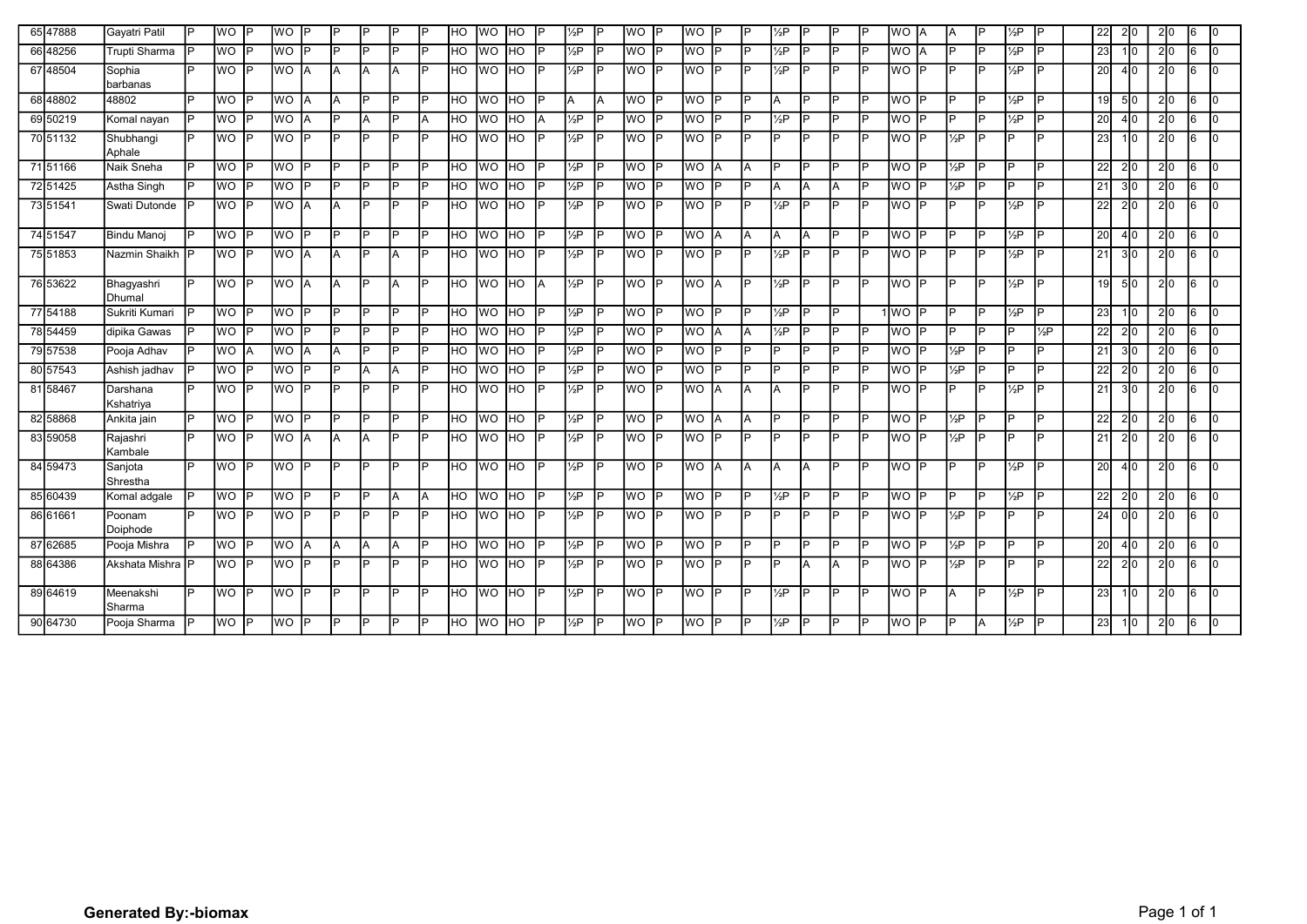| | | | | | | | | | | | | | | | | | | | | | | | | | | | | | | | | | | | | | | | | |
|---|---|---|---|---|---|---|---|---|---|---|---|---|---|---|---|---|---|---|---|---|---|---|---|---|---|---|---|---|---|---|---|---|---|---|---|---|---|---|---|---|
| 65 | 47888 | Gayatri Patil | P | WO | P | WO | P | P | P | P | P | HO | WO | HO | P | ½P | P | WO | P | WO | P | P | ½P | P | P | P | WO | A | A | P | ½P | P | | 22 | 2 | 0 | 2 | 0 | 6 | 0 |
| 66 | 48256 | Trupti Sharma | P | WO | P | WO | P | P | P | P | P | HO | WO | HO | P | ½P | P | WO | P | WO | P | P | ½P | P | P | P | WO | A | P | P | ½P | P | | 23 | 1 | 0 | 2 | 0 | 6 | 0 |
| 67 | 48504 | Sophia barbanas | P | WO | P | WO | A | A | A | A | P | HO | WO | HO | P | ½P | P | WO | P | WO | P | P | ½P | P | P | P | WO | P | P | P | ½P | P | | 20 | 4 | 0 | 2 | 0 | 6 | 0 |
| 68 | 48802 | 48802 | P | WO | P | WO | A | A | P | P | P | HO | WO | HO | P | A | A | WO | P | WO | P | P | A | P | P | P | WO | P | P | P | ½P | P | | 19 | 5 | 0 | 2 | 0 | 6 | 0 |
| 69 | 50219 | Komal nayan | P | WO | P | WO | A | P | A | P | A | HO | WO | HO | A | ½P | P | WO | P | WO | P | P | ½P | P | P | P | WO | P | P | P | ½P | P | | 20 | 4 | 0 | 2 | 0 | 6 | 0 |
| 70 | 51132 | Shubhangi Aphale | P | WO | P | WO | P | P | P | P | P | HO | WO | HO | P | ½P | P | WO | P | WO | P | P | P | P | P | P | WO | P | ½P | P | P | P | | 23 | 1 | 0 | 2 | 0 | 6 | 0 |
| 71 | 51166 | Naik Sneha | P | WO | P | WO | P | P | P | P | P | HO | WO | HO | P | ½P | P | WO | P | WO | A | A | P | P | P | P | WO | P | ½P | P | P | P | | 22 | 2 | 0 | 2 | 0 | 6 | 0 |
| 72 | 51425 | Astha Singh | P | WO | P | WO | P | P | P | P | P | HO | WO | HO | P | ½P | P | WO | P | WO | P | P | A | A | A | P | WO | P | ½P | P | P | P | | 21 | 3 | 0 | 2 | 0 | 6 | 0 |
| 73 | 51541 | Swati Dutonde | P | WO | P | WO | A | A | P | P | P | HO | WO | HO | P | ½P | P | WO | P | WO | P | P | ½P | P | P | P | WO | P | P | P | ½P | P | | 22 | 2 | 0 | 2 | 0 | 6 | 0 |
| 74 | 51547 | Bindu Manoj | P | WO | P | WO | P | P | P | P | P | HO | WO | HO | P | ½P | P | WO | P | WO | A | A | A | A | P | P | WO | P | P | P | ½P | P | | 20 | 4 | 0 | 2 | 0 | 6 | 0 |
| 75 | 51853 | Nazmin Shaikh | P | WO | P | WO | A | A | P | A | P | HO | WO | HO | P | ½P | P | WO | P | WO | P | P | ½P | P | P | P | WO | P | P | P | ½P | P | | 21 | 3 | 0 | 2 | 0 | 6 | 0 |
| 76 | 53622 | Bhagyashri Dhumal | P | WO | P | WO | A | A | P | A | P | HO | WO | HO | A | ½P | P | WO | P | WO | A | P | ½P | P | P | P | WO | P | P | P | ½P | P | | 19 | 5 | 0 | 2 | 0 | 6 | 0 |
| 77 | 54188 | Sukriti Kumari | P | WO | P | WO | P | P | P | P | P | HO | WO | HO | P | ½P | P | WO | P | WO | P | P | ½P | P | P | 1 | WO | P | P | P | ½P | P | | 23 | 1 | 0 | 2 | 0 | 6 | 0 |
| 78 | 54459 | dipika Gawas | P | WO | P | WO | P | P | P | P | P | HO | WO | HO | P | ½P | P | WO | P | WO | A | A | ½P | P | P | P | WO | P | P | P | P | ½P | | 22 | 2 | 0 | 2 | 0 | 6 | 0 |
| 79 | 57538 | Pooja Adhav | P | WO | A | WO | A | A | P | P | P | HO | WO | HO | P | ½P | P | WO | P | WO | P | P | P | P | P | P | WO | P | ½P | P | P | P | | 21 | 3 | 0 | 2 | 0 | 6 | 0 |
| 80 | 57543 | Ashish jadhav | P | WO | P | WO | P | P | A | A | P | HO | WO | HO | P | ½P | P | WO | P | WO | P | P | P | P | P | P | WO | P | ½P | P | P | P | | 22 | 2 | 0 | 2 | 0 | 6 | 0 |
| 81 | 58467 | Darshana Kshatriya | P | WO | P | WO | P | P | P | P | P | HO | WO | HO | P | ½P | P | WO | P | WO | A | A | A | P | P | P | WO | P | P | P | ½P | P | | 21 | 3 | 0 | 2 | 0 | 6 | 0 |
| 82 | 58868 | Ankita jain | P | WO | P | WO | P | P | P | P | P | HO | WO | HO | P | ½P | P | WO | P | WO | A | A | P | P | P | P | WO | P | ½P | P | P | P | | 22 | 2 | 0 | 2 | 0 | 6 | 0 |
| 83 | 59058 | Rajashri Kambale | P | WO | P | WO | A | A | A | P | P | HO | WO | HO | P | ½P | P | WO | P | WO | P | P | P | P | P | P | WO | P | ½P | P | P | P | | 21 | 2 | 0 | 2 | 0 | 6 | 0 |
| 84 | 59473 | Sanjota Shrestha | P | WO | P | WO | P | P | P | P | P | HO | WO | HO | P | ½P | P | WO | P | WO | A | A | A | A | P | P | WO | P | P | P | ½P | P | | 20 | 4 | 0 | 2 | 0 | 6 | 0 |
| 85 | 60439 | Komal adgale | P | WO | P | WO | P | P | P | A | A | HO | WO | HO | P | ½P | P | WO | P | WO | P | P | ½P | P | P | P | WO | P | P | P | ½P | P | | 22 | 2 | 0 | 2 | 0 | 6 | 0 |
| 86 | 61661 | Poonam Doiphode | P | WO | P | WO | P | P | P | P | P | HO | WO | HO | P | ½P | P | WO | P | WO | P | P | P | P | P | P | WO | P | ½P | P | P | P | | 24 | 0 | 0 | 2 | 0 | 6 | 0 |
| 87 | 62685 | Pooja Mishra | P | WO | P | WO | A | A | A | A | P | HO | WO | HO | P | ½P | P | WO | P | WO | P | P | P | P | P | P | WO | P | ½P | P | P | P | | 20 | 4 | 0 | 2 | 0 | 6 | 0 |
| 88 | 64386 | Akshata Mishra | P | WO | P | WO | P | P | P | P | P | HO | WO | HO | P | ½P | P | WO | P | WO | P | P | P | A | A | P | WO | P | ½P | P | P | P | | 22 | 2 | 0 | 2 | 0 | 6 | 0 |
| 89 | 64619 | Meenakshi Sharma | P | WO | P | WO | P | P | P | P | P | HO | WO | HO | P | ½P | P | WO | P | WO | P | P | ½P | P | P | P | WO | P | A | P | ½P | P | | 23 | 1 | 0 | 2 | 0 | 6 | 0 |
| 90 | 64730 | Pooja Sharma | P | WO | P | WO | P | P | P | P | P | HO | WO | HO | P | ½P | P | WO | P | WO | P | P | ½P | P | P | P | WO | P | P | A | ½P | P | | 23 | 1 | 0 | 2 | 0 | 6 | 0 |

**Generated By:-biomax**